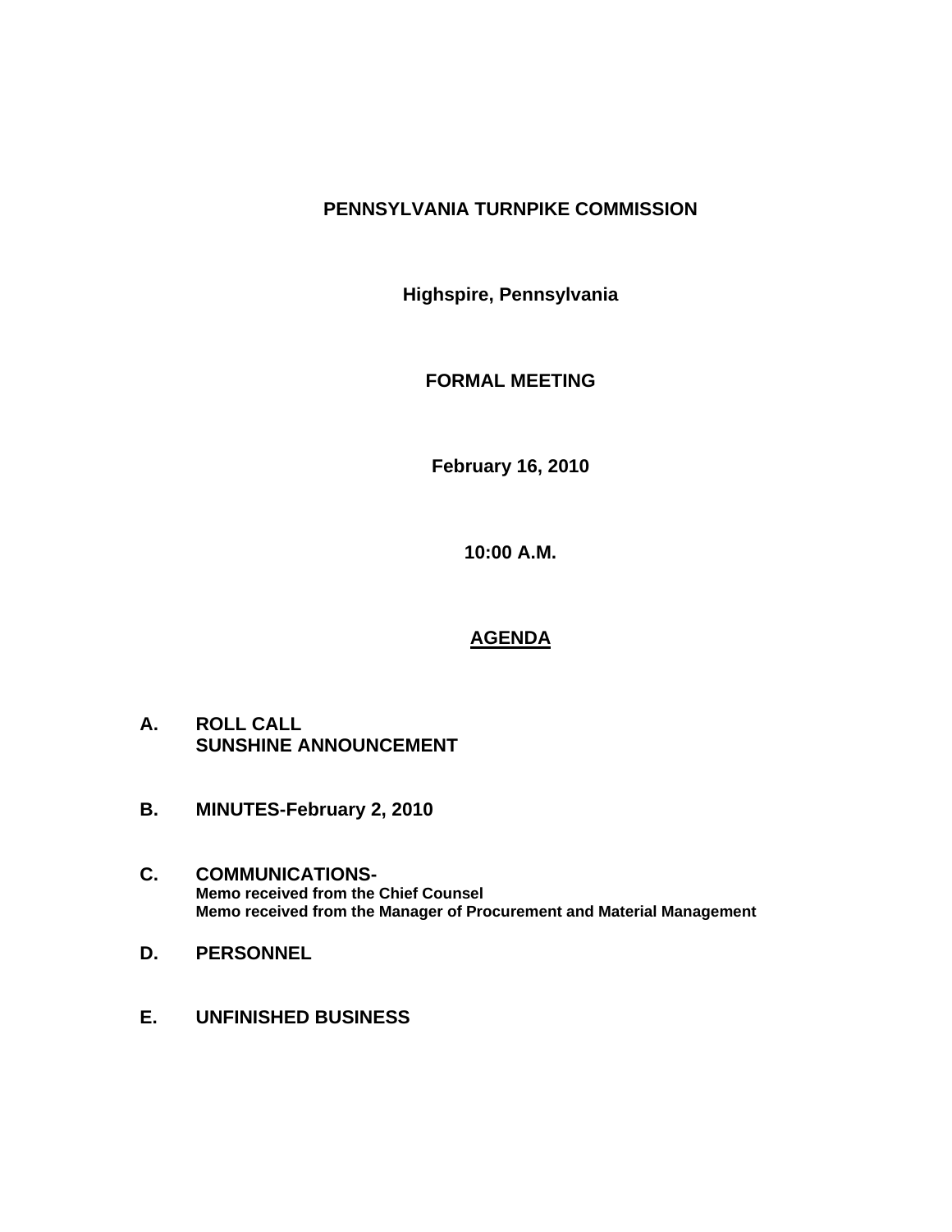# PENNSYLVANIA TURNPIKE COMMISSION

**Highspire, Pennsylvania**

**FORMAL MEETING**

**February 16, 2010**

**10:00 A.M.**

## AGENDA

**A. ROLL CALL**
**SUNSHINE ANNOUNCEMENT**

**B. MINUTES-February 2, 2010**

**C. COMMUNICATIONS-**
**Memo received from the Chief Counsel**
**Memo received from the Manager of Procurement and Material Management**

**D. PERSONNEL**

**E. UNFINISHED BUSINESS**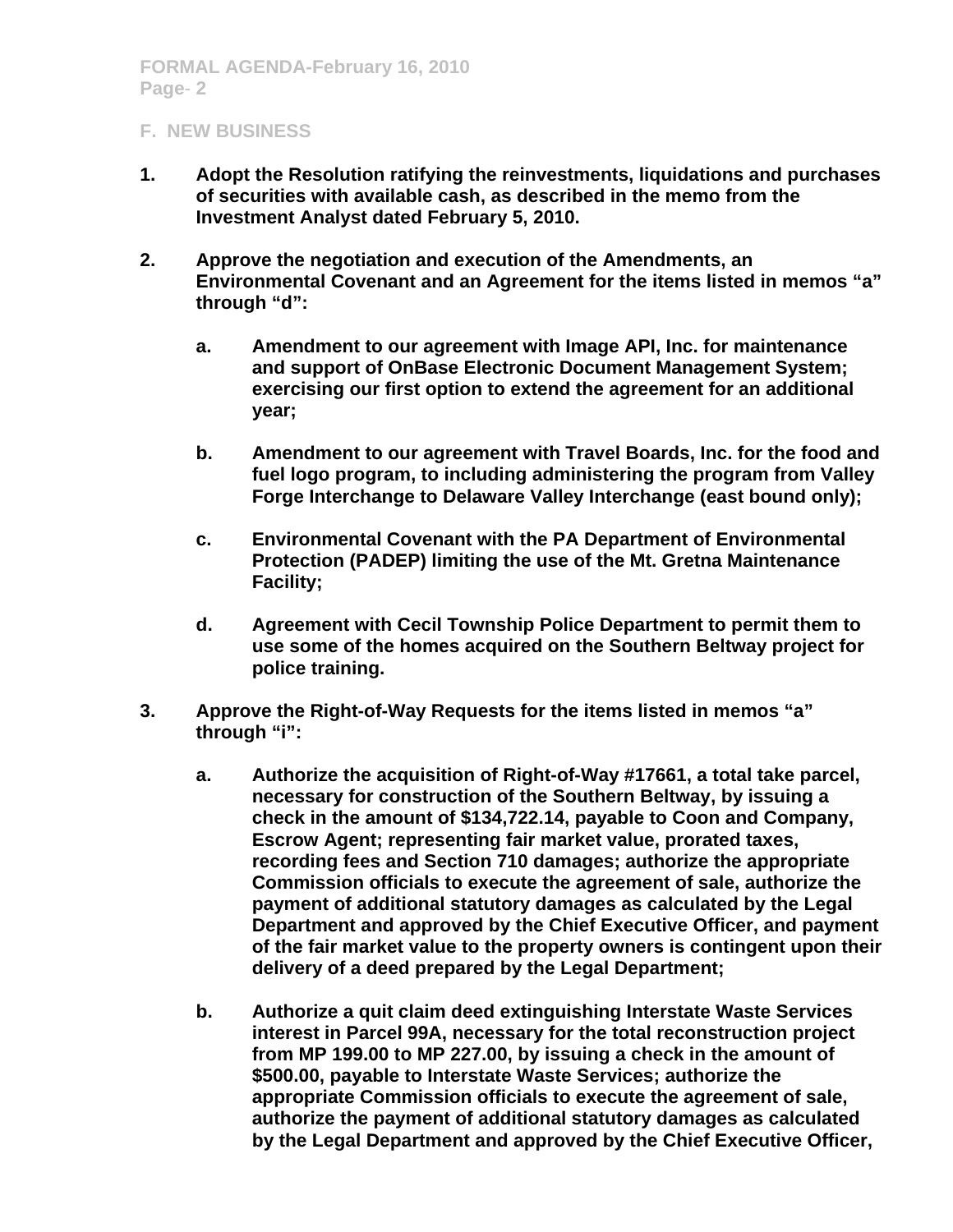## F. NEW BUSINESS

1. **Adopt the Resolution ratifying the reinvestments, liquidations and purchases of securities with available cash, as described in the memo from the Investment Analyst dated February 5, 2010.**

2. **Approve the negotiation and execution of the Amendments, an Environmental Covenant and an Agreement for the items listed in memos "a" through "d":**

   a. **Amendment to our agreement with Image API, Inc. for maintenance and support of OnBase Electronic Document Management System; exercising our first option to extend the agreement for an additional year;**

   b. **Amendment to our agreement with Travel Boards, Inc. for the food and fuel logo program, to including administering the program from Valley Forge Interchange to Delaware Valley Interchange (east bound only);**

   c. **Environmental Covenant with the PA Department of Environmental Protection (PADEP) limiting the use of the Mt. Gretna Maintenance Facility;**

   d. **Agreement with Cecil Township Police Department to permit them to use some of the homes acquired on the Southern Beltway project for police training.**

3. **Approve the Right-of-Way Requests for the items listed in memos "a" through "i":**

   a. **Authorize the acquisition of Right-of-Way #17661, a total take parcel, necessary for construction of the Southern Beltway, by issuing a check in the amount of $134,722.14, payable to Coon and Company, Escrow Agent; representing fair market value, prorated taxes, recording fees and Section 710 damages; authorize the appropriate Commission officials to execute the agreement of sale, authorize the payment of additional statutory damages as calculated by the Legal Department and approved by the Chief Executive Officer, and payment of the fair market value to the property owners is contingent upon their delivery of a deed prepared by the Legal Department;**

   b. **Authorize a quit claim deed extinguishing Interstate Waste Services interest in Parcel 99A, necessary for the total reconstruction project from MP 199.00 to MP 227.00, by issuing a check in the amount of $500.00, payable to Interstate Waste Services; authorize the appropriate Commission officials to execute the agreement of sale, authorize the payment of additional statutory damages as calculated by the Legal Department and approved by the Chief Executive Officer,**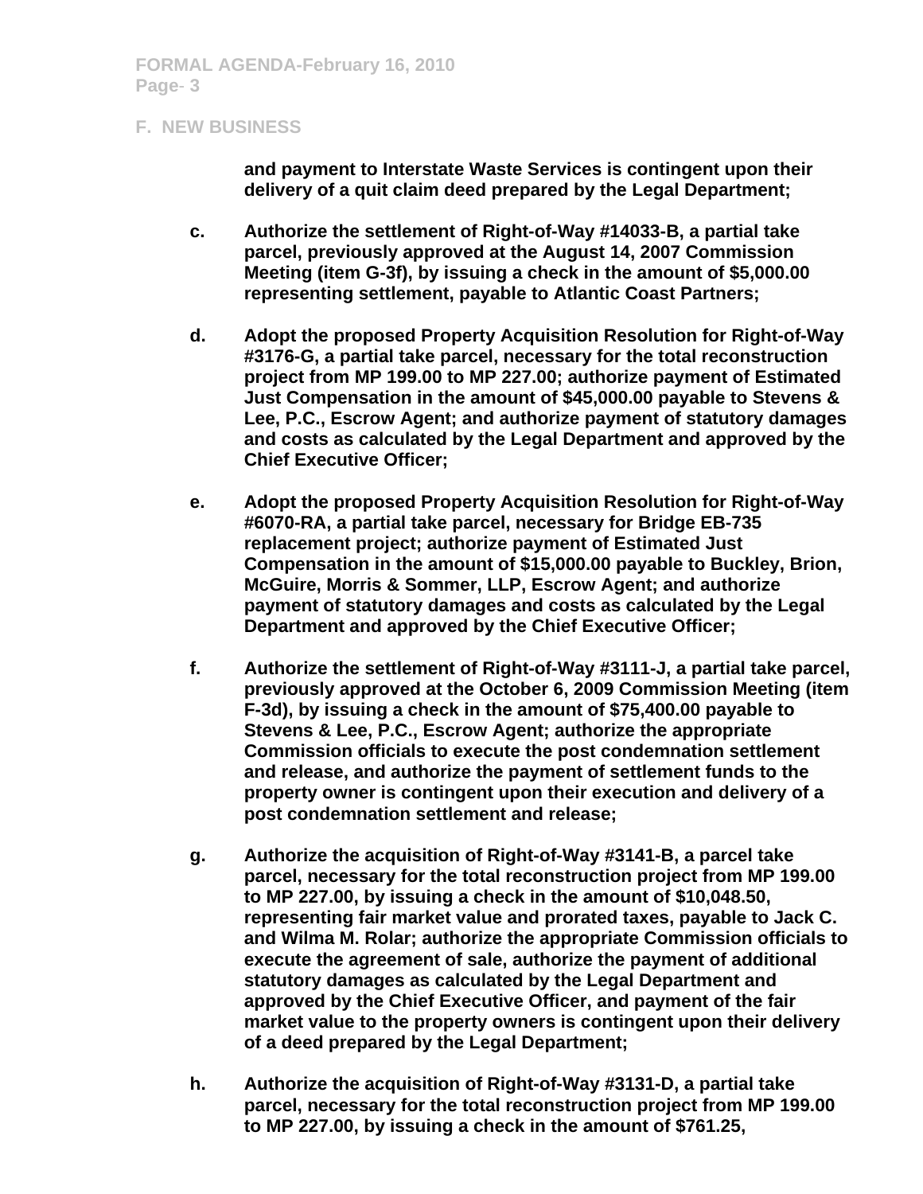F. NEW BUSINESS

**and payment to Interstate Waste Services is contingent upon their delivery of a quit claim deed prepared by the Legal Department;**

**c.** **Authorize the settlement of Right-of-Way #14033-B, a partial take parcel, previously approved at the August 14, 2007 Commission Meeting (item G-3f), by issuing a check in the amount of $5,000.00 representing settlement, payable to Atlantic Coast Partners;**

**d.** **Adopt the proposed Property Acquisition Resolution for Right-of-Way #3176-G, a partial take parcel, necessary for the total reconstruction project from MP 199.00 to MP 227.00; authorize payment of Estimated Just Compensation in the amount of $45,000.00 payable to Stevens & Lee, P.C., Escrow Agent; and authorize payment of statutory damages and costs as calculated by the Legal Department and approved by the Chief Executive Officer;**

**e.** **Adopt the proposed Property Acquisition Resolution for Right-of-Way #6070-RA, a partial take parcel, necessary for Bridge EB-735 replacement project; authorize payment of Estimated Just Compensation in the amount of $15,000.00 payable to Buckley, Brion, McGuire, Morris & Sommer, LLP, Escrow Agent; and authorize payment of statutory damages and costs as calculated by the Legal Department and approved by the Chief Executive Officer;**

**f.** **Authorize the settlement of Right-of-Way #3111-J, a partial take parcel, previously approved at the October 6, 2009 Commission Meeting (item F-3d), by issuing a check in the amount of $75,400.00 payable to Stevens & Lee, P.C., Escrow Agent; authorize the appropriate Commission officials to execute the post condemnation settlement and release, and authorize the payment of settlement funds to the property owner is contingent upon their execution and delivery of a post condemnation settlement and release;**

**g.** **Authorize the acquisition of Right-of-Way #3141-B, a parcel take parcel, necessary for the total reconstruction project from MP 199.00 to MP 227.00, by issuing a check in the amount of $10,048.50, representing fair market value and prorated taxes, payable to Jack C. and Wilma M. Rolar; authorize the appropriate Commission officials to execute the agreement of sale, authorize the payment of additional statutory damages as calculated by the Legal Department and approved by the Chief Executive Officer, and payment of the fair market value to the property owners is contingent upon their delivery of a deed prepared by the Legal Department;**

**h.** **Authorize the acquisition of Right-of-Way #3131-D, a partial take parcel, necessary for the total reconstruction project from MP 199.00 to MP 227.00, by issuing a check in the amount of $761.25,**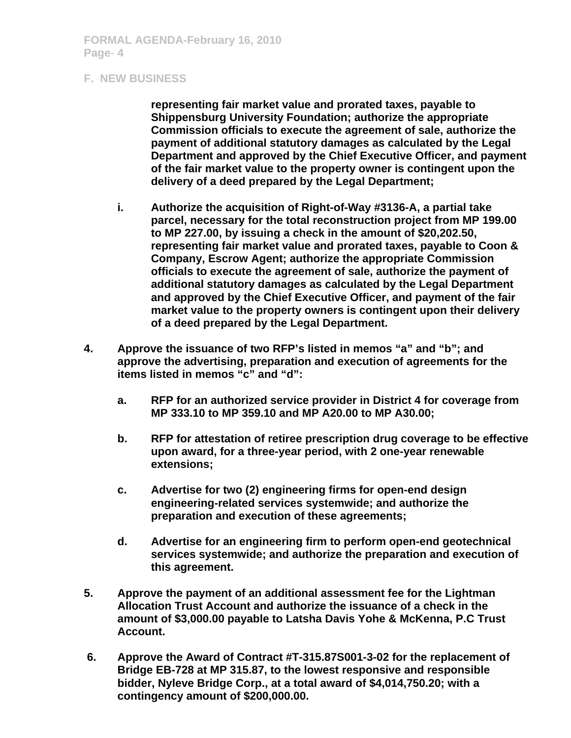## F. NEW BUSINESS

**representing fair market value and prorated taxes, payable to Shippensburg University Foundation; authorize the appropriate Commission officials to execute the agreement of sale, authorize the payment of additional statutory damages as calculated by the Legal Department and approved by the Chief Executive Officer, and payment of the fair market value to the property owner is contingent upon the delivery of a deed prepared by the Legal Department;**

**i.** **Authorize the acquisition of Right-of-Way #3136-A, a partial take parcel, necessary for the total reconstruction project from MP 199.00 to MP 227.00, by issuing a check in the amount of $20,202.50, representing fair market value and prorated taxes, payable to Coon & Company, Escrow Agent; authorize the appropriate Commission officials to execute the agreement of sale, authorize the payment of additional statutory damages as calculated by the Legal Department and approved by the Chief Executive Officer, and payment of the fair market value to the property owners is contingent upon their delivery of a deed prepared by the Legal Department.**

**4.** **Approve the issuance of two RFP's listed in memos "a" and "b"; and approve the advertising, preparation and execution of agreements for the items listed in memos "c" and "d":**

- **a.** **RFP for an authorized service provider in District 4 for coverage from MP 333.10 to MP 359.10 and MP A20.00 to MP A30.00;**
- **b.** **RFP for attestation of retiree prescription drug coverage to be effective upon award, for a three-year period, with 2 one-year renewable extensions;**
- **c.** **Advertise for two (2) engineering firms for open-end design engineering-related services systemwide; and authorize the preparation and execution of these agreements;**
- **d.** **Advertise for an engineering firm to perform open-end geotechnical services systemwide; and authorize the preparation and execution of this agreement.**

**5.** **Approve the payment of an additional assessment fee for the Lightman Allocation Trust Account and authorize the issuance of a check in the amount of $3,000.00 payable to Latsha Davis Yohe & McKenna, P.C Trust Account.**

**6.** **Approve the Award of Contract #T-315.87S001-3-02 for the replacement of Bridge EB-728 at MP 315.87, to the lowest responsive and responsible bidder, Nyleve Bridge Corp., at a total award of $4,014,750.20; with a contingency amount of $200,000.00.**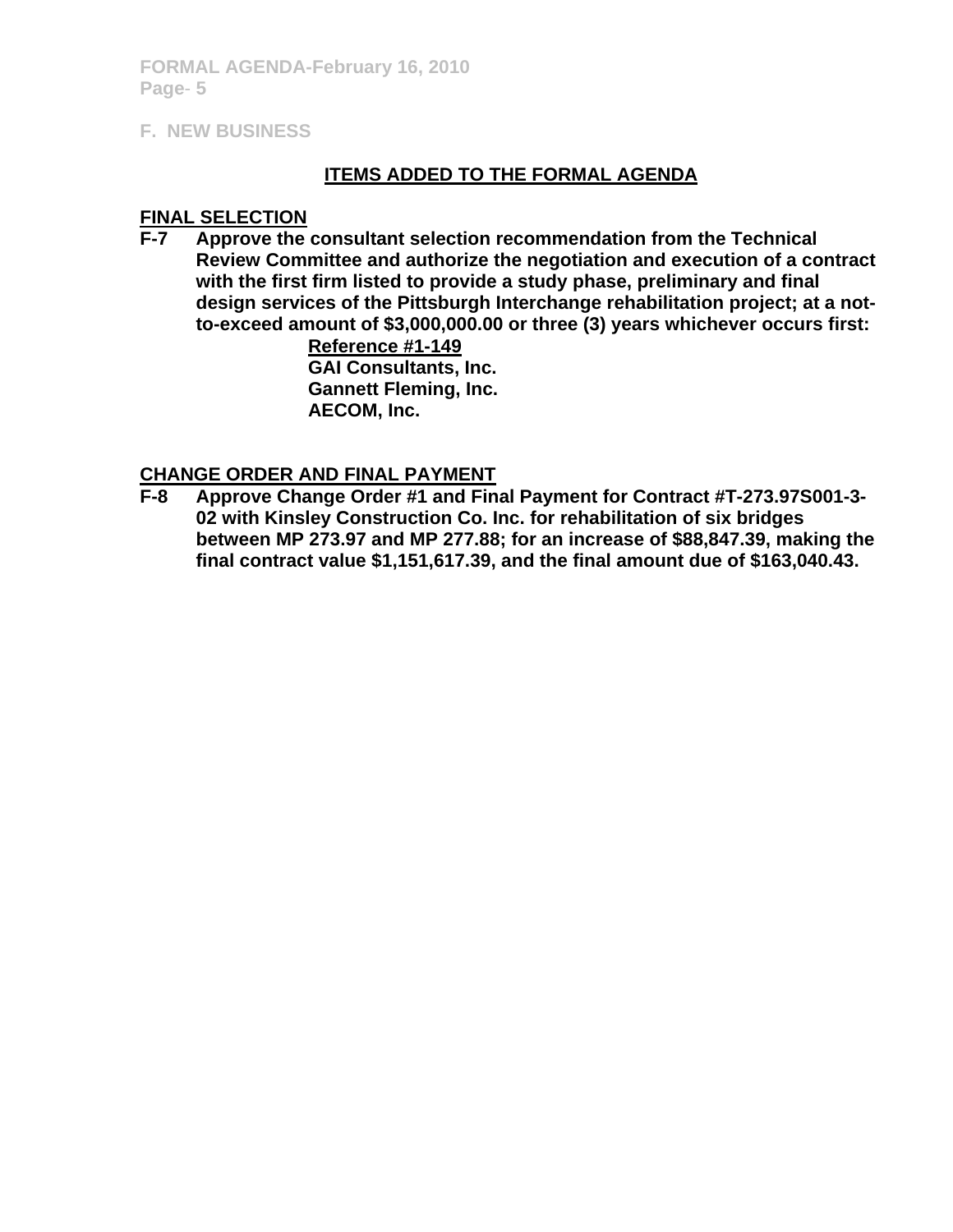## F. NEW BUSINESS

### ITEMS ADDED TO THE FORMAL AGENDA

**FINAL SELECTION**

**F-7 Approve the consultant selection recommendation from the Technical Review Committee and authorize the negotiation and execution of a contract with the first firm listed to provide a study phase, preliminary and final design services of the Pittsburgh Interchange rehabilitation project; at a not-to-exceed amount of $3,000,000.00 or three (3) years whichever occurs first:**

**Reference #1-149**
**GAI Consultants, Inc.**
**Gannett Fleming, Inc.**
**AECOM, Inc.**

**CHANGE ORDER AND FINAL PAYMENT**

**F-8 Approve Change Order #1 and Final Payment for Contract #T-273.97S001-3-02 with Kinsley Construction Co. Inc. for rehabilitation of six bridges between MP 273.97 and MP 277.88; for an increase of $88,847.39, making the final contract value $1,151,617.39, and the final amount due of $163,040.43.**